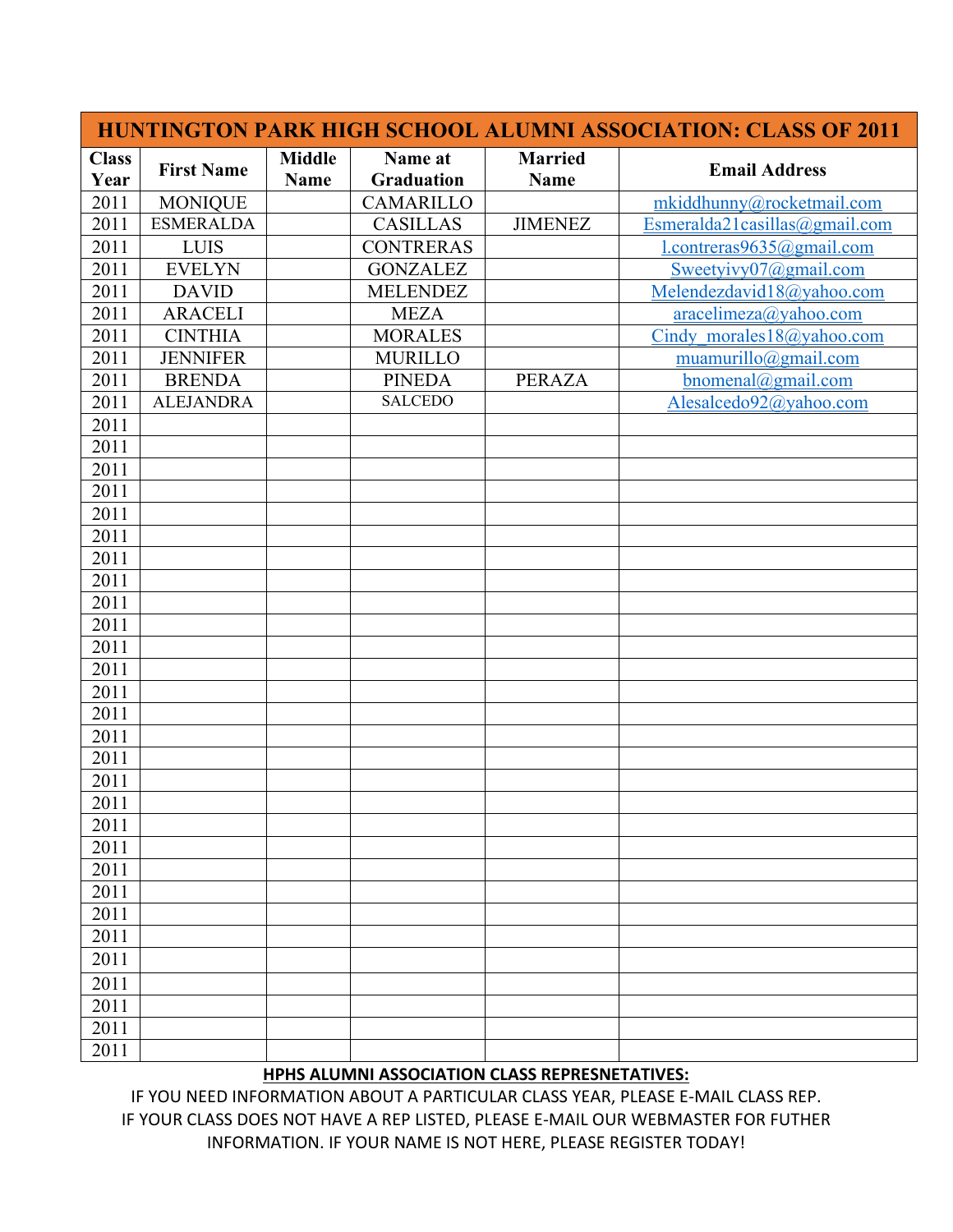| HUNTINGTON PARK HIGH SCHOOL ALUMNI ASSOCIATION: CLASS OF 2011 | | | | | |
|---|---|---|---|---|---|
| **Class Year** | **First Name** | **Middle Name** | **Name at Graduation** | **Married Name** | **Email Address** |
| 2011 | MONIQUE | | CAMARILLO | | mkiddhunny@rocketmail.com |
| 2011 | ESMERALDA | | CASILLAS | JIMENEZ | Esmeralda21casillas@gmail.com |
| 2011 | LUIS | | CONTRERAS | | l.contreras9635@gmail.com |
| 2011 | EVELYN | | GONZALEZ | | Sweetyivy07@gmail.com |
| 2011 | DAVID | | MELENDEZ | | Melendezdavid18@yahoo.com |
| 2011 | ARACELI | | MEZA | | aracelimeza@yahoo.com |
| 2011 | CINTHIA | | MORALES | | Cindy_morales18@yahoo.com |
| 2011 | JENNIFER | | MURILLO | | muamurillo@gmail.com |
| 2011 | BRENDA | | PINEDA | PERAZA | bnomenal@gmail.com |
| 2011 | ALEJANDRA | | SALCEDO | | Alesalcedo92@yahoo.com |
| 2011 | | | | | |
| 2011 | | | | | |
| 2011 | | | | | |
| 2011 | | | | | |
| 2011 | | | | | |
| 2011 | | | | | |
| 2011 | | | | | |
| 2011 | | | | | |
| 2011 | | | | | |
| 2011 | | | | | |
| 2011 | | | | | |
| 2011 | | | | | |
| 2011 | | | | | |
| 2011 | | | | | |
| 2011 | | | | | |
| 2011 | | | | | |
| 2011 | | | | | |
| 2011 | | | | | |
| 2011 | | | | | |
| 2011 | | | | | |
| 2011 | | | | | |
| 2011 | | | | | |
| 2011 | | | | | |
| 2011 | | | | | |
| 2011 | | | | | |
| 2011 | | | | | |
| 2011 | | | | | |
| 2011 | | | | | |
| 2011 | | | | | |
| 2011 | | | | | |
| 2011 | | | | | |
| 2011 | | | | | |

**HPHS ALUMNI ASSOCIATION CLASS REPRESNETATIVES:**

IF YOU NEED INFORMATION ABOUT A PARTICULAR CLASS YEAR, PLEASE E-MAIL CLASS REP. IF YOUR CLASS DOES NOT HAVE A REP LISTED, PLEASE E-MAIL OUR WEBMASTER FOR FUTHER INFORMATION. IF YOUR NAME IS NOT HERE, PLEASE REGISTER TODAY!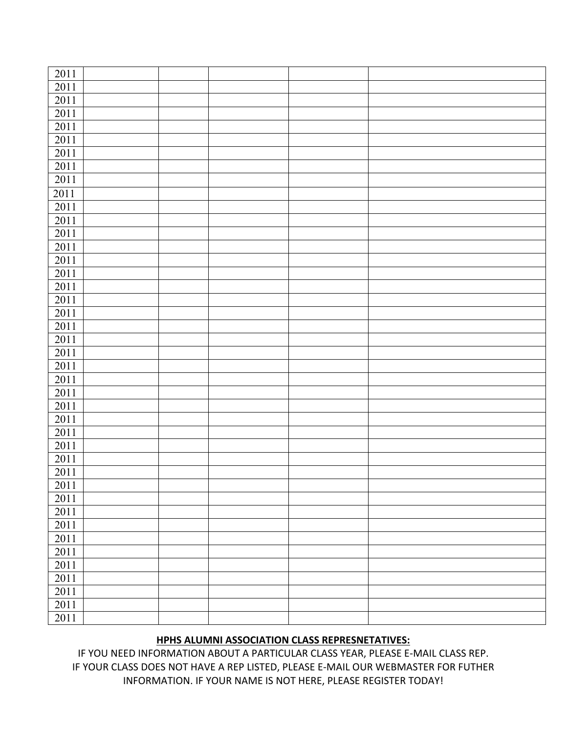| 2011 | | | | | |
|---|---|---|---|---|---|
| 2011 | | | | | |
| 2011 | | | | | |
| 2011 | | | | | |
| 2011 | | | | | |
| 2011 | | | | | |
| 2011 | | | | | |
| 2011 | | | | | |
| 2011 | | | | | |
| 2011 | | | | | |
| 2011 | | | | | |
| 2011 | | | | | |
| 2011 | | | | | |
| 2011 | | | | | |
| 2011 | | | | | |
| 2011 | | | | | |
| 2011 | | | | | |
| 2011 | | | | | |
| 2011 | | | | | |
| 2011 | | | | | |
| 2011 | | | | | |
| 2011 | | | | | |
| 2011 | | | | | |
| 2011 | | | | | |
| 2011 | | | | | |
| 2011 | | | | | |
| 2011 | | | | | |
| 2011 | | | | | |
| 2011 | | | | | |
| 2011 | | | | | |
| 2011 | | | | | |
| 2011 | | | | | |
| 2011 | | | | | |
| 2011 | | | | | |
| 2011 | | | | | |
| 2011 | | | | | |
| 2011 | | | | | |
| 2011 | | | | | |
| 2011 | | | | | |
| 2011 | | | | | |
| 2011 | | | | | |
| 2011 | | | | | |

**HPHS ALUMNI ASSOCIATION CLASS REPRESNETATIVES:**

IF YOU NEED INFORMATION ABOUT A PARTICULAR CLASS YEAR, PLEASE E-MAIL CLASS REP. IF YOUR CLASS DOES NOT HAVE A REP LISTED, PLEASE E-MAIL OUR WEBMASTER FOR FUTHER INFORMATION. IF YOUR NAME IS NOT HERE, PLEASE REGISTER TODAY!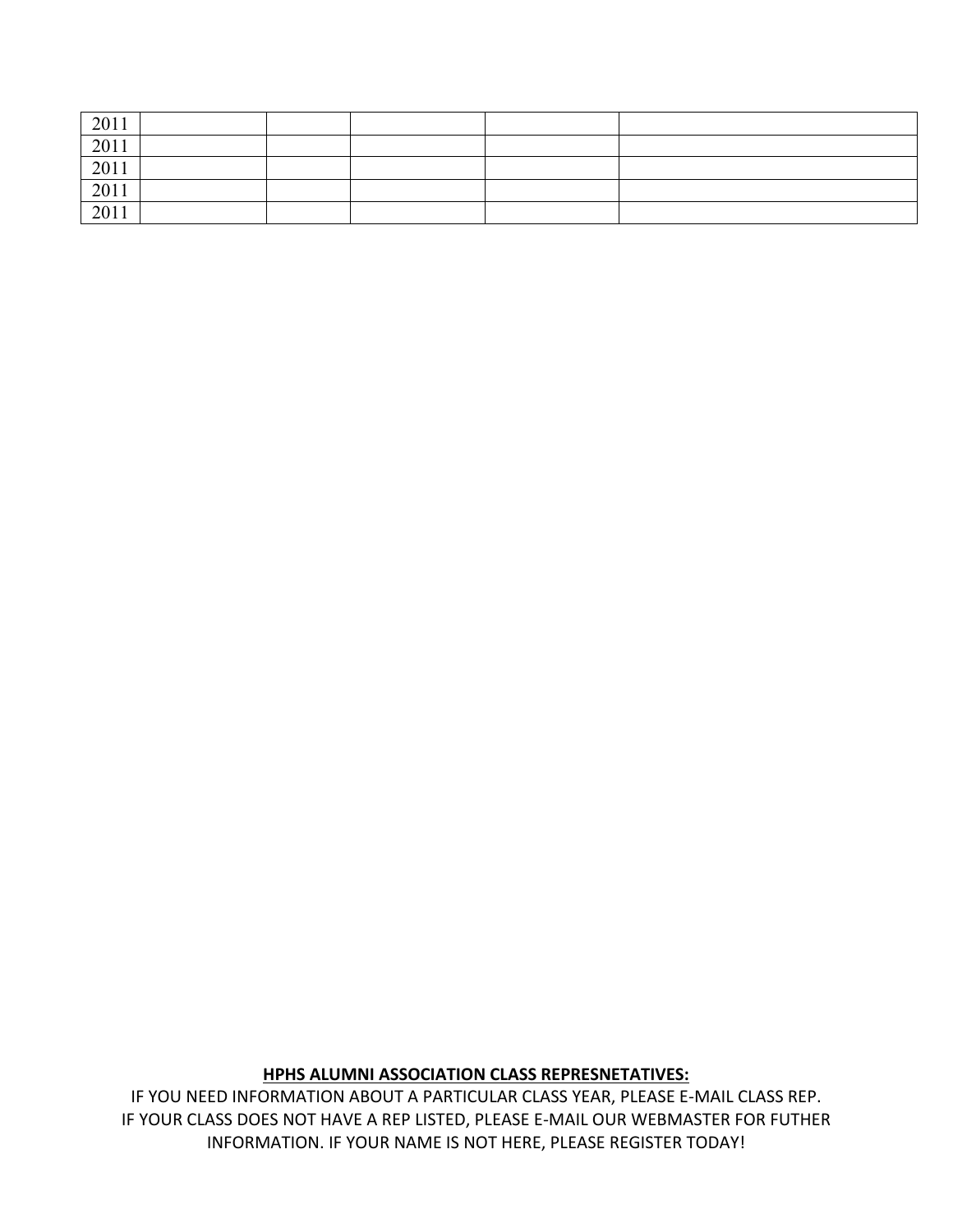| | | | | | |
|---|---|---|---|---|---|
| 2011 | | | | | |
| 2011 | | | | | |
| 2011 | | | | | |
| 2011 | | | | | |
| 2011 | | | | | |

**HPHS ALUMNI ASSOCIATION CLASS REPRESNETATIVES:**

IF YOU NEED INFORMATION ABOUT A PARTICULAR CLASS YEAR, PLEASE E-MAIL CLASS REP. IF YOUR CLASS DOES NOT HAVE A REP LISTED, PLEASE E-MAIL OUR WEBMASTER FOR FUTHER INFORMATION. IF YOUR NAME IS NOT HERE, PLEASE REGISTER TODAY!